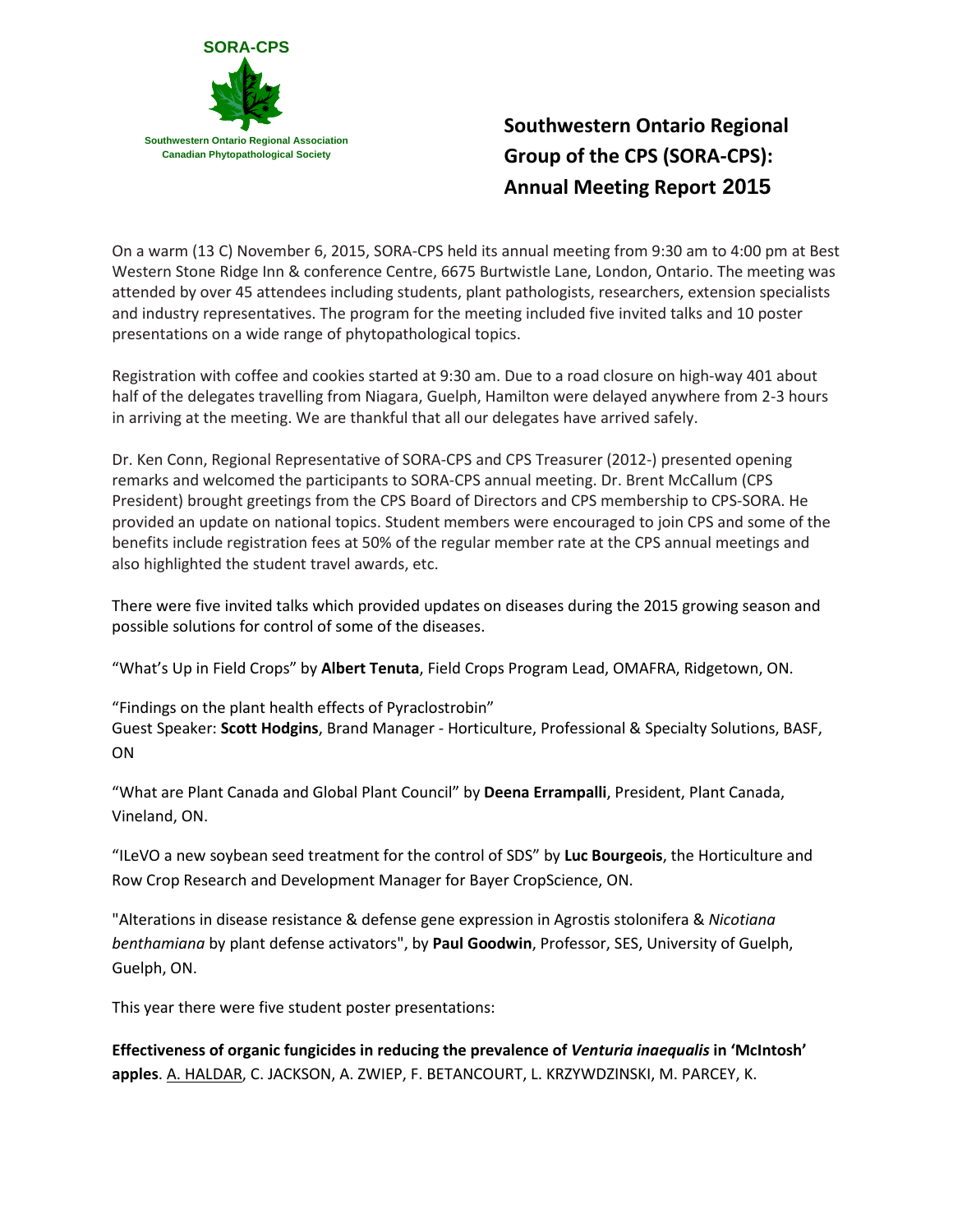SORA-CPS

Southwestern Ontario Regional Association
Canadian Phytopathological Society

# Southwestern Ontario Regional Group of the CPS (SORA-CPS): Annual Meeting Report 2015

On a warm (13 C) November 6, 2015, SORA-CPS held its annual meeting from 9:30 am to 4:00 pm at Best Western Stone Ridge Inn & conference Centre, 6675 Burtwistle Lane, London, Ontario. The meeting was attended by over 45 attendees including students, plant pathologists, researchers, extension specialists and industry representatives. The program for the meeting included five invited talks and 10 poster presentations on a wide range of phytopathological topics.

Registration with coffee and cookies started at 9:30 am. Due to a road closure on high-way 401 about half of the delegates travelling from Niagara, Guelph, Hamilton were delayed anywhere from 2-3 hours in arriving at the meeting. We are thankful that all our delegates have arrived safely.

Dr. Ken Conn, Regional Representative of SORA-CPS and CPS Treasurer (2012-) presented opening remarks and welcomed the participants to SORA-CPS annual meeting. Dr. Brent McCallum (CPS President) brought greetings from the CPS Board of Directors and CPS membership to CPS-SORA. He provided an update on national topics. Student members were encouraged to join CPS and some of the benefits include registration fees at 50% of the regular member rate at the CPS annual meetings and also highlighted the student travel awards, etc.

There were five invited talks which provided updates on diseases during the 2015 growing season and possible solutions for control of some of the diseases.

"What's Up in Field Crops" by **Albert Tenuta**, Field Crops Program Lead, OMAFRA, Ridgetown, ON.

"Findings on the plant health effects of Pyraclostrobin"
Guest Speaker: **Scott Hodgins**, Brand Manager - Horticulture, Professional & Specialty Solutions, BASF, ON

"What are Plant Canada and Global Plant Council" by **Deena Errampalli**, President, Plant Canada, Vineland, ON.

"ILeVO a new soybean seed treatment for the control of SDS" by **Luc Bourgeois**, the Horticulture and Row Crop Research and Development Manager for Bayer CropScience, ON.

"Alterations in disease resistance & defense gene expression in Agrostis stolonifera & *Nicotiana benthamiana* by plant defense activators", by **Paul Goodwin**, Professor, SES, University of Guelph, Guelph, ON.

This year there were five student poster presentations:

**Effectiveness of organic fungicides in reducing the prevalence of *Venturia inaequalis* in 'McIntosh' apples**. A. HALDAR, C. JACKSON, A. ZWIEP, F. BETANCOURT, L. KRZYWDZINSKI, M. PARCEY, K.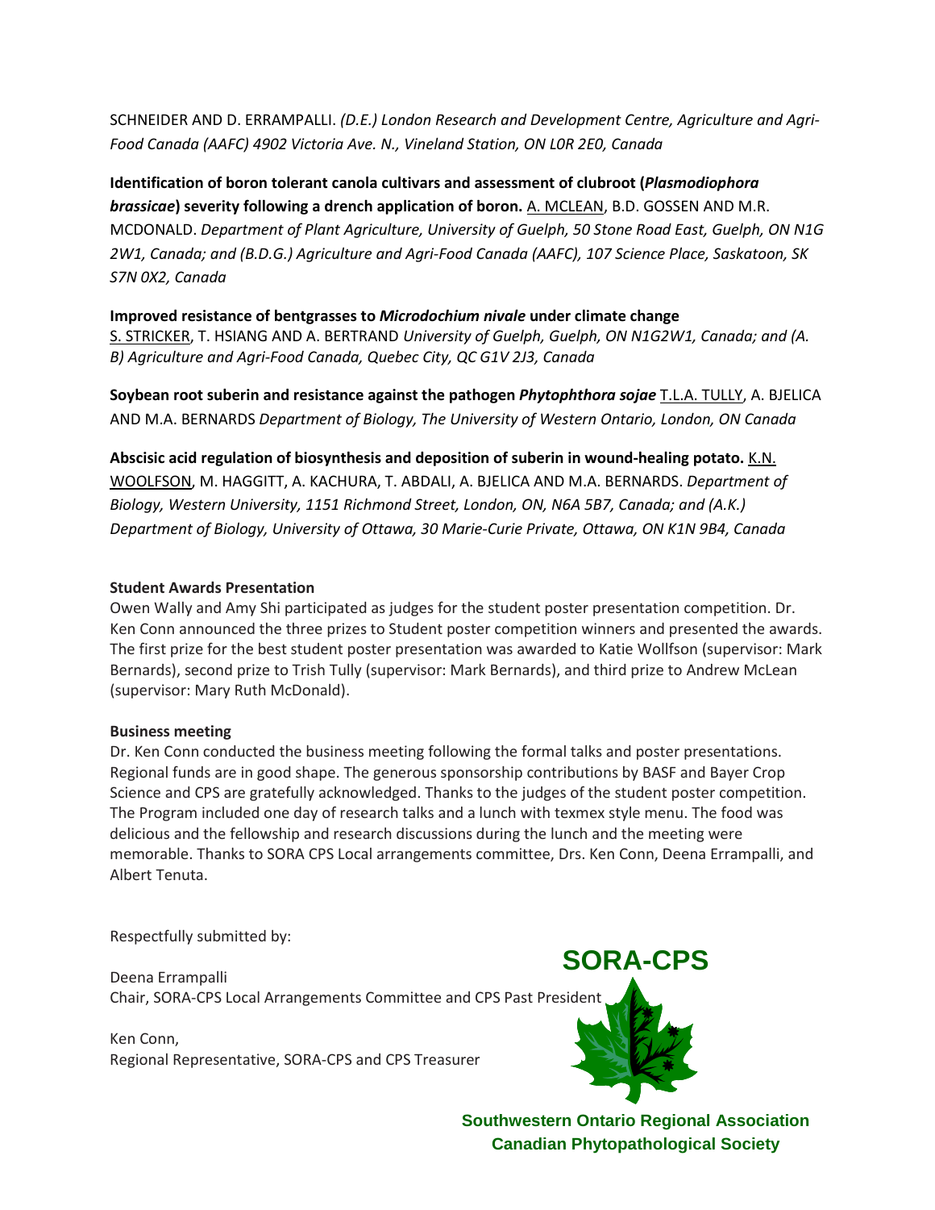SCHNEIDER AND D. ERRAMPALLI. *(D.E.) London Research and Development Centre, Agriculture and Agri-Food Canada (AAFC) 4902 Victoria Ave. N., Vineland Station, ON L0R 2E0, Canada*

**Identification of boron tolerant canola cultivars and assessment of clubroot (*Plasmodiophora brassicae*) severity following a drench application of boron.** A. MCLEAN, B.D. GOSSEN AND M.R. MCDONALD. *Department of Plant Agriculture, University of Guelph, 50 Stone Road East, Guelph, ON N1G 2W1, Canada; and (B.D.G.) Agriculture and Agri-Food Canada (AAFC), 107 Science Place, Saskatoon, SK S7N 0X2, Canada*

**Improved resistance of bentgrasses to *Microdochium nivale* under climate change**
S. STRICKER, T. HSIANG AND A. BERTRAND *University of Guelph, Guelph, ON N1G2W1, Canada; and (A. B) Agriculture and Agri-Food Canada, Quebec City, QC G1V 2J3, Canada*

**Soybean root suberin and resistance against the pathogen *Phytophthora sojae*** T.L.A. TULLY, A. BJELICA AND M.A. BERNARDS *Department of Biology, The University of Western Ontario, London, ON Canada*

**Abscisic acid regulation of biosynthesis and deposition of suberin in wound-healing potato.** K.N. WOOLFSON, M. HAGGITT, A. KACHURA, T. ABDALI, A. BJELICA AND M.A. BERNARDS. *Department of Biology, Western University, 1151 Richmond Street, London, ON, N6A 5B7, Canada; and (A.K.) Department of Biology, University of Ottawa, 30 Marie-Curie Private, Ottawa, ON K1N 9B4, Canada*

**Student Awards Presentation**

Owen Wally and Amy Shi participated as judges for the student poster presentation competition. Dr. Ken Conn announced the three prizes to Student poster competition winners and presented the awards. The first prize for the best student poster presentation was awarded to Katie Wollfson (supervisor: Mark Bernards), second prize to Trish Tully (supervisor: Mark Bernards), and third prize to Andrew McLean (supervisor: Mary Ruth McDonald).

**Business meeting**

Dr. Ken Conn conducted the business meeting following the formal talks and poster presentations. Regional funds are in good shape. The generous sponsorship contributions by BASF and Bayer Crop Science and CPS are gratefully acknowledged. Thanks to the judges of the student poster competition. The Program included one day of research talks and a lunch with texmex style menu. The food was delicious and the fellowship and research discussions during the lunch and the meeting were memorable. Thanks to SORA CPS Local arrangements committee, Drs. Ken Conn, Deena Errampalli, and Albert Tenuta.

Respectfully submitted by:

Deena Errampalli
Chair, SORA-CPS Local Arrangements Committee and CPS Past President

Ken Conn,
Regional Representative, SORA-CPS and CPS Treasurer

SORA-CPS

Southwestern Ontario Regional Association
Canadian Phytopathological Society